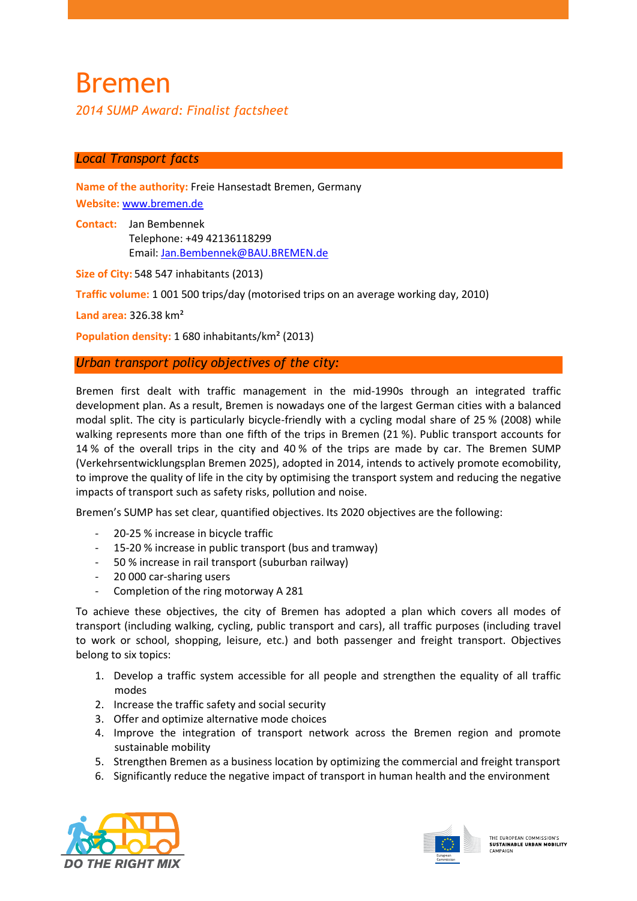# Bremen

*2014 SUMP Award: Finalist factsheet*

## *Local Transport facts*

**Name of the authority:** Freie Hansestadt Bremen, Germany

**Website:** www.bremen.de

**Contact:** Jan Bembennek
Telephone: +49 42136118299
Email: Jan.Bembennek@BAU.BREMEN.de

**Size of City:** 548 547 inhabitants (2013)

**Traffic volume:** 1 001 500 trips/day (motorised trips on an average working day, 2010)

**Land area:** 326.38 km²

**Population density:** 1 680 inhabitants/km² (2013)

## *Urban transport policy objectives of the city:*

Bremen first dealt with traffic management in the mid-1990s through an integrated traffic development plan. As a result, Bremen is nowadays one of the largest German cities with a balanced modal split. The city is particularly bicycle-friendly with a cycling modal share of 25 % (2008) while walking represents more than one fifth of the trips in Bremen (21 %). Public transport accounts for 14 % of the overall trips in the city and 40 % of the trips are made by car. The Bremen SUMP (Verkehrsentwicklungsplan Bremen 2025), adopted in 2014, intends to actively promote ecomobility, to improve the quality of life in the city by optimising the transport system and reducing the negative impacts of transport such as safety risks, pollution and noise.

Bremen's SUMP has set clear, quantified objectives. Its 2020 objectives are the following:

- 20-25 % increase in bicycle traffic
- 15-20 % increase in public transport (bus and tramway)
- 50 % increase in rail transport (suburban railway)
- 20 000 car-sharing users
- Completion of the ring motorway A 281

To achieve these objectives, the city of Bremen has adopted a plan which covers all modes of transport (including walking, cycling, public transport and cars), all traffic purposes (including travel to work or school, shopping, leisure, etc.) and both passenger and freight transport. Objectives belong to six topics:

1. Develop a traffic system accessible for all people and strengthen the equality of all traffic modes
2. Increase the traffic safety and social security
3. Offer and optimize alternative mode choices
4. Improve the integration of transport network across the Bremen region and promote sustainable mobility
5. Strengthen Bremen as a business location by optimizing the commercial and freight transport
6. Significantly reduce the negative impact of transport in human health and the environment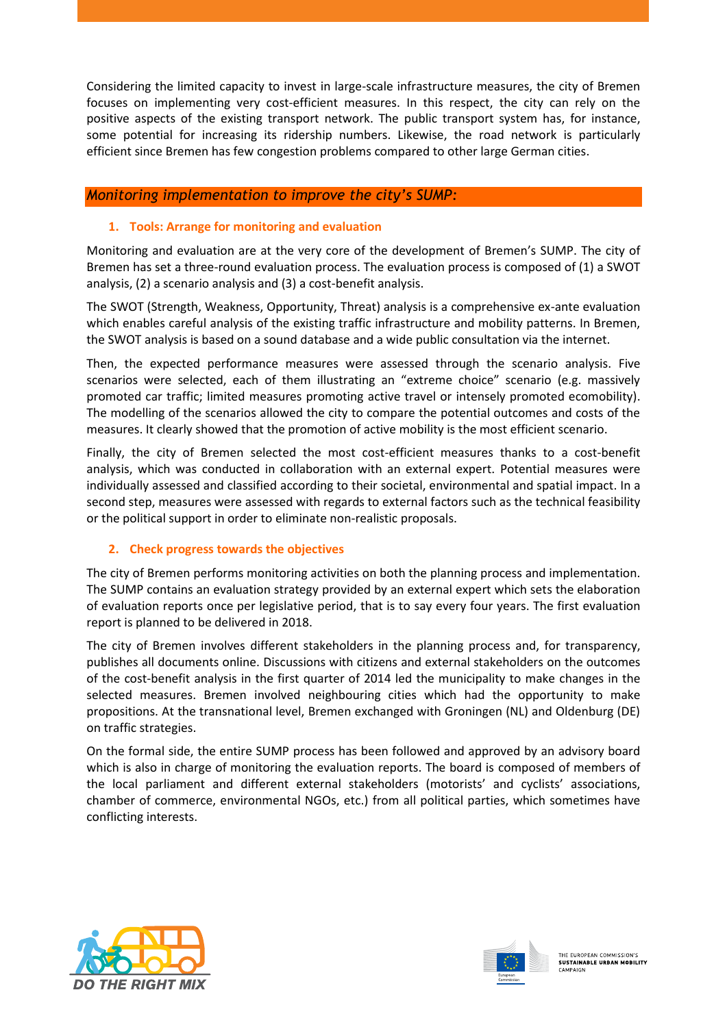Considering the limited capacity to invest in large-scale infrastructure measures, the city of Bremen focuses on implementing very cost-efficient measures. In this respect, the city can rely on the positive aspects of the existing transport network. The public transport system has, for instance, some potential for increasing its ridership numbers. Likewise, the road network is particularly efficient since Bremen has few congestion problems compared to other large German cities.

## *Monitoring implementation to improve the city's SUMP:*

### 1. Tools: Arrange for monitoring and evaluation

Monitoring and evaluation are at the very core of the development of Bremen's SUMP. The city of Bremen has set a three-round evaluation process. The evaluation process is composed of (1) a SWOT analysis, (2) a scenario analysis and (3) a cost-benefit analysis.

The SWOT (Strength, Weakness, Opportunity, Threat) analysis is a comprehensive ex-ante evaluation which enables careful analysis of the existing traffic infrastructure and mobility patterns. In Bremen, the SWOT analysis is based on a sound database and a wide public consultation via the internet.

Then, the expected performance measures were assessed through the scenario analysis. Five scenarios were selected, each of them illustrating an "extreme choice" scenario (e.g. massively promoted car traffic; limited measures promoting active travel or intensely promoted ecomobility). The modelling of the scenarios allowed the city to compare the potential outcomes and costs of the measures. It clearly showed that the promotion of active mobility is the most efficient scenario.

Finally, the city of Bremen selected the most cost-efficient measures thanks to a cost-benefit analysis, which was conducted in collaboration with an external expert. Potential measures were individually assessed and classified according to their societal, environmental and spatial impact. In a second step, measures were assessed with regards to external factors such as the technical feasibility or the political support in order to eliminate non-realistic proposals.

### 2. Check progress towards the objectives

The city of Bremen performs monitoring activities on both the planning process and implementation. The SUMP contains an evaluation strategy provided by an external expert which sets the elaboration of evaluation reports once per legislative period, that is to say every four years. The first evaluation report is planned to be delivered in 2018.

The city of Bremen involves different stakeholders in the planning process and, for transparency, publishes all documents online. Discussions with citizens and external stakeholders on the outcomes of the cost-benefit analysis in the first quarter of 2014 led the municipality to make changes in the selected measures. Bremen involved neighbouring cities which had the opportunity to make propositions. At the transnational level, Bremen exchanged with Groningen (NL) and Oldenburg (DE) on traffic strategies.

On the formal side, the entire SUMP process has been followed and approved by an advisory board which is also in charge of monitoring the evaluation reports. The board is composed of members of the local parliament and different external stakeholders (motorists' and cyclists' associations, chamber of commerce, environmental NGOs, etc.) from all political parties, which sometimes have conflicting interests.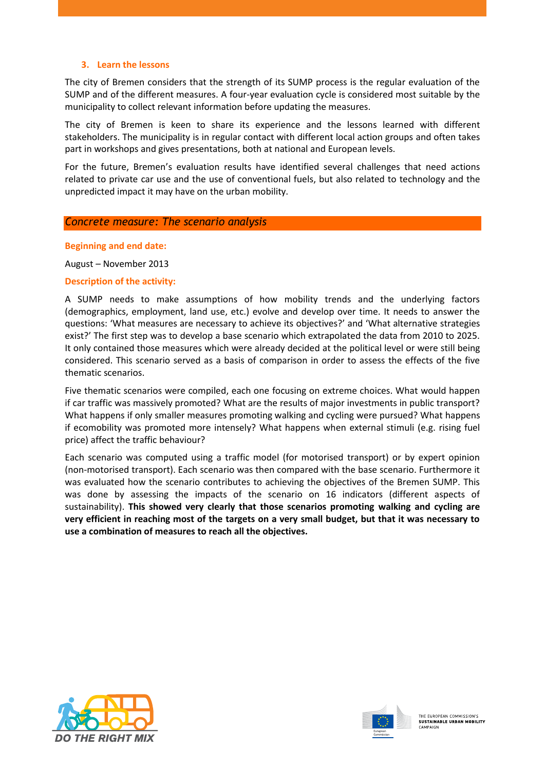### 3. Learn the lessons

The city of Bremen considers that the strength of its SUMP process is the regular evaluation of the SUMP and of the different measures. A four-year evaluation cycle is considered most suitable by the municipality to collect relevant information before updating the measures.

The city of Bremen is keen to share its experience and the lessons learned with different stakeholders. The municipality is in regular contact with different local action groups and often takes part in workshops and gives presentations, both at national and European levels.

For the future, Bremen's evaluation results have identified several challenges that need actions related to private car use and the use of conventional fuels, but also related to technology and the unpredicted impact it may have on the urban mobility.

## *Concrete measure: The scenario analysis*

**Beginning and end date:**

August – November 2013

**Description of the activity:**

A SUMP needs to make assumptions of how mobility trends and the underlying factors (demographics, employment, land use, etc.) evolve and develop over time. It needs to answer the questions: 'What measures are necessary to achieve its objectives?' and 'What alternative strategies exist?' The first step was to develop a base scenario which extrapolated the data from 2010 to 2025. It only contained those measures which were already decided at the political level or were still being considered. This scenario served as a basis of comparison in order to assess the effects of the five thematic scenarios.

Five thematic scenarios were compiled, each one focusing on extreme choices. What would happen if car traffic was massively promoted? What are the results of major investments in public transport? What happens if only smaller measures promoting walking and cycling were pursued? What happens if ecomobility was promoted more intensely? What happens when external stimuli (e.g. rising fuel price) affect the traffic behaviour?

Each scenario was computed using a traffic model (for motorised transport) or by expert opinion (non-motorised transport). Each scenario was then compared with the base scenario. Furthermore it was evaluated how the scenario contributes to achieving the objectives of the Bremen SUMP. This was done by assessing the impacts of the scenario on 16 indicators (different aspects of sustainability). **This showed very clearly that those scenarios promoting walking and cycling are very efficient in reaching most of the targets on a very small budget, but that it was necessary to use a combination of measures to reach all the objectives.**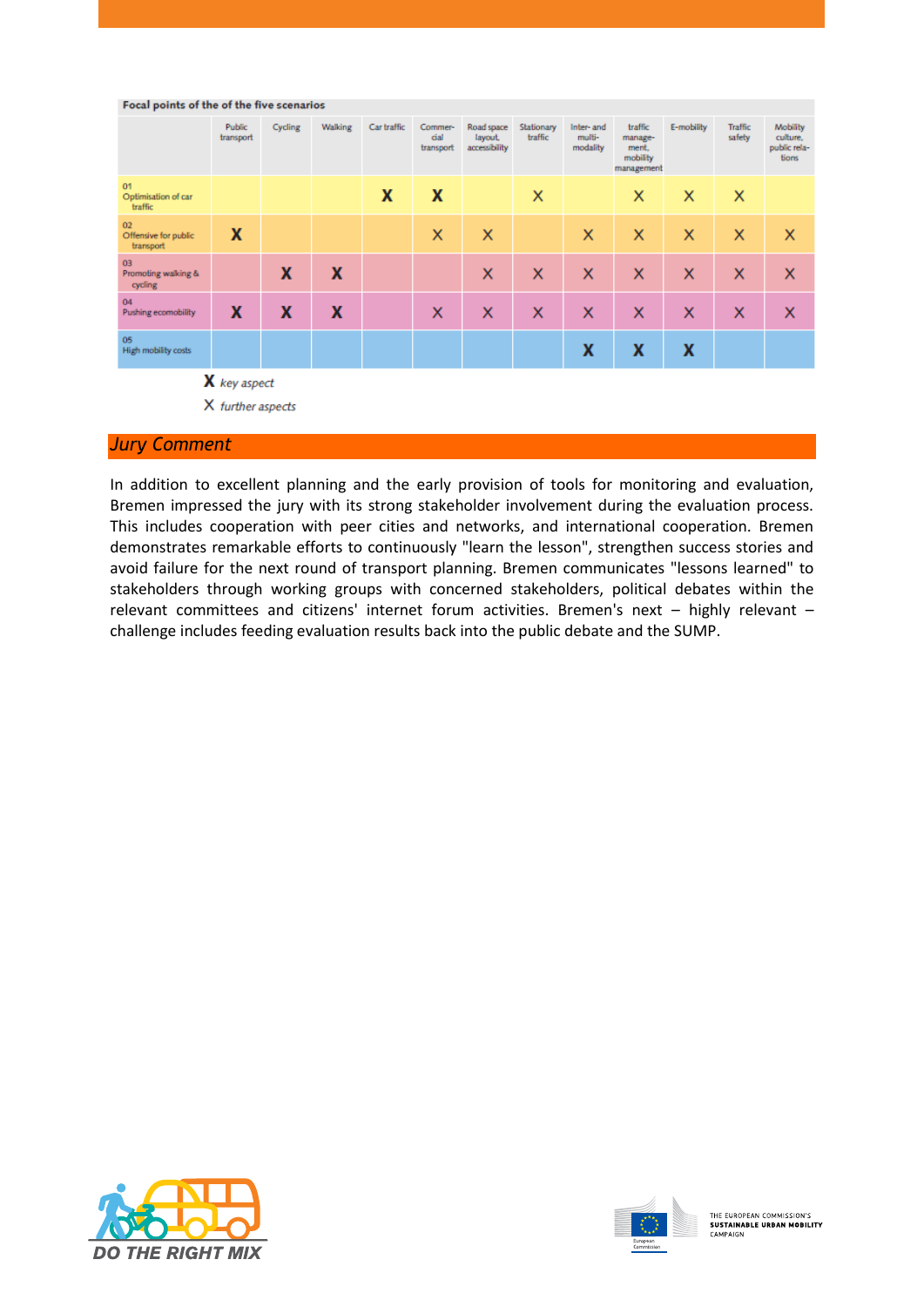**Focal points of the of the five scenarios**

| | Public transport | Cycling | Walking | Car traffic | Commer-cial transport | Road space layout, accessibility | Stationary traffic | Inter- and multi-modality | traffic manage-ment, mobility management | E-mobility | Traffic safety | Mobility culture, public rela-tions |
|---|---|---|---|---|---|---|---|---|---|---|---|---|
| 01 Optimisation of car traffic | | | | **X** | **X** | | X | | X | X | X | |
| 02 Offensive for public transport | **X** | | | | X | X | | X | X | X | X | X |
| 03 Promoting walking & cycling | | **X** | **X** | | | X | X | X | X | X | X | X |
| 04 Pushing ecomobility | **X** | **X** | **X** | | X | X | X | X | X | X | X | X |
| 05 High mobility costs | | | | | | | | **X** | **X** | **X** | | |

**X** *key aspect*

X *further aspects*

## *Jury Comment*

In addition to excellent planning and the early provision of tools for monitoring and evaluation, Bremen impressed the jury with its strong stakeholder involvement during the evaluation process. This includes cooperation with peer cities and networks, and international cooperation. Bremen demonstrates remarkable efforts to continuously "learn the lesson", strengthen success stories and avoid failure for the next round of transport planning. Bremen communicates "lessons learned" to stakeholders through working groups with concerned stakeholders, political debates within the relevant committees and citizens' internet forum activities. Bremen's next – highly relevant – challenge includes feeding evaluation results back into the public debate and the SUMP.